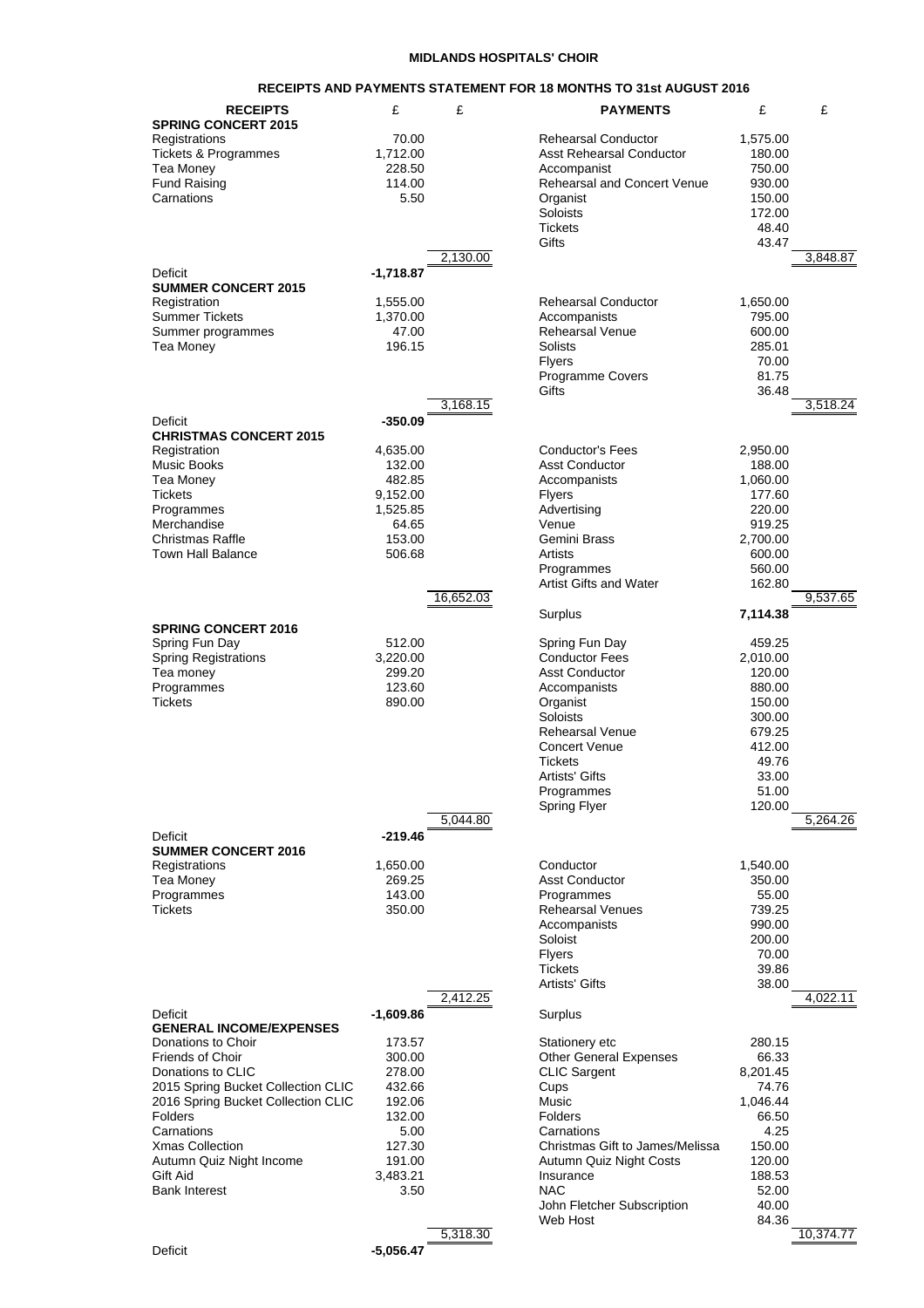# MIDLANDS HOSPITALS' CHOIR

## RECEIPTS AND PAYMENTS STATEMENT FOR 18 MONTHS TO 31st AUGUST 2016

| RECEIPTS | £ | £ | PAYMENTS | £ | £ |
|---|---|---|---|---|---|
| **SPRING CONCERT 2015** | | | | | |
| Registrations | 70.00 | | Rehearsal Conductor | 1,575.00 | |
| Tickets & Programmes | 1,712.00 | | Asst Rehearsal Conductor | 180.00 | |
| Tea Money | 228.50 | | Accompanist | 750.00 | |
| Fund Raising | 114.00 | | Rehearsal and Concert Venue | 930.00 | |
| Carnations | 5.50 | | Organist | 150.00 | |
| | | | Soloists | 172.00 | |
| | | | Tickets | 48.40 | |
| | | | Gifts | 43.47 | |
| | | 2,130.00 | | | 3,848.87 |
| Deficit | **-1,718.87** | | | | |
| **SUMMER CONCERT 2015** | | | | | |
| Registration | 1,555.00 | | Rehearsal Conductor | 1,650.00 | |
| Summer Tickets | 1,370.00 | | Accompanists | 795.00 | |
| Summer programmes | 47.00 | | Rehearsal Venue | 600.00 | |
| Tea Money | 196.15 | | Solists | 285.01 | |
| | | | Flyers | 70.00 | |
| | | | Programme Covers | 81.75 | |
| | | | Gifts | 36.48 | |
| | | 3,168.15 | | | 3,518.24 |
| Deficit | **-350.09** | | | | |
| **CHRISTMAS CONCERT 2015** | | | | | |
| Registration | 4,635.00 | | Conductor's Fees | 2,950.00 | |
| Music Books | 132.00 | | Asst Conductor | 188.00 | |
| Tea Money | 482.85 | | Accompanists | 1,060.00 | |
| Tickets | 9,152.00 | | Flyers | 177.60 | |
| Programmes | 1,525.85 | | Advertising | 220.00 | |
| Merchandise | 64.65 | | Venue | 919.25 | |
| Christmas Raffle | 153.00 | | Gemini Brass | 2,700.00 | |
| Town Hall Balance | 506.68 | | Artists | 600.00 | |
| | | | Programmes | 560.00 | |
| | | | Artist Gifts and Water | 162.80 | |
| | | 16,652.03 | | | 9,537.65 |
| | | | Surplus | **7,114.38** | |
| **SPRING CONCERT 2016** | | | | | |
| Spring Fun Day | 512.00 | | Spring Fun Day | 459.25 | |
| Spring Registrations | 3,220.00 | | Conductor Fees | 2,010.00 | |
| Tea money | 299.20 | | Asst Conductor | 120.00 | |
| Programmes | 123.60 | | Accompanists | 880.00 | |
| Tickets | 890.00 | | Organist | 150.00 | |
| | | | Soloists | 300.00 | |
| | | | Rehearsal Venue | 679.25 | |
| | | | Concert Venue | 412.00 | |
| | | | Tickets | 49.76 | |
| | | | Artists' Gifts | 33.00 | |
| | | | Programmes | 51.00 | |
| | | | Spring Flyer | 120.00 | |
| | | 5,044.80 | | | 5,264.26 |
| Deficit | **-219.46** | | | | |
| **SUMMER CONCERT 2016** | | | | | |
| Registrations | 1,650.00 | | Conductor | 1,540.00 | |
| Tea Money | 269.25 | | Asst Conductor | 350.00 | |
| Programmes | 143.00 | | Programmes | 55.00 | |
| Tickets | 350.00 | | Rehearsal Venues | 739.25 | |
| | | | Accompanists | 990.00 | |
| | | | Soloist | 200.00 | |
| | | | Flyers | 70.00 | |
| | | | Tickets | 39.86 | |
| | | | Artists' Gifts | 38.00 | |
| | | 2,412.25 | | | 4,022.11 |
| Deficit | **-1,609.86** | | Surplus | | |
| **GENERAL INCOME/EXPENSES** | | | | | |
| Donations to Choir | 173.57 | | Stationery etc | 280.15 | |
| Friends of Choir | 300.00 | | Other General Expenses | 66.33 | |
| Donations to CLIC | 278.00 | | CLIC Sargent | 8,201.45 | |
| 2015 Spring Bucket Collection CLIC | 432.66 | | Cups | 74.76 | |
| 2016 Spring Bucket Collection CLIC | 192.06 | | Music | 1,046.44 | |
| Folders | 132.00 | | Folders | 66.50 | |
| Carnations | 5.00 | | Carnations | 4.25 | |
| Xmas Collection | 127.30 | | Christmas Gift to James/Melissa | 150.00 | |
| Autumn Quiz Night Income | 191.00 | | Autumn Quiz Night Costs | 120.00 | |
| Gift Aid | 3,483.21 | | Insurance | 188.53 | |
| Bank Interest | 3.50 | | NAC | 52.00 | |
| | | | John Fletcher Subscription | 40.00 | |
| | | | Web Host | 84.36 | |
| | | 5,318.30 | | | 10,374.77 |
| Deficit | **-5,056.47** | | | | |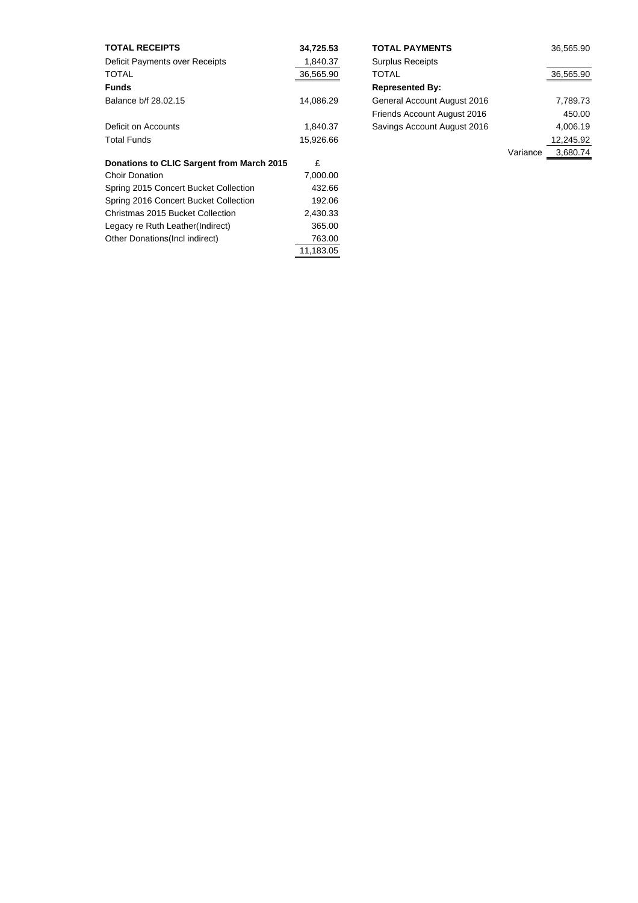| TOTAL RECEIPTS | 34,725.53 | TOTAL PAYMENTS | | 36,565.90 |
|---|---|---|---|---|
| Deficit Payments over Receipts | 1,840.37 | Surplus Receipts | | |
| TOTAL | 36,565.90 | TOTAL | | 36,565.90 |
| **Funds** | | **Represented By:** | | |
| Balance b/f 28.02.15 | 14,086.29 | General Account August 2016 | | 7,789.73 |
| | | Friends Account August 2016 | | 450.00 |
| Deficit on Accounts | 1,840.37 | Savings Account August 2016 | | 4,006.19 |
| Total Funds | 15,926.66 | | | 12,245.92 |
| | | | Variance | 3,680.74 |

| Donations to CLIC Sargent from March 2015 | £ |
|---|---|
| Choir Donation | 7,000.00 |
| Spring 2015 Concert Bucket Collection | 432.66 |
| Spring 2016 Concert Bucket Collection | 192.06 |
| Christmas 2015 Bucket Collection | 2,430.33 |
| Legacy re Ruth Leather(Indirect) | 365.00 |
| Other Donations(Incl indirect) | 763.00 |
| | 11,183.05 |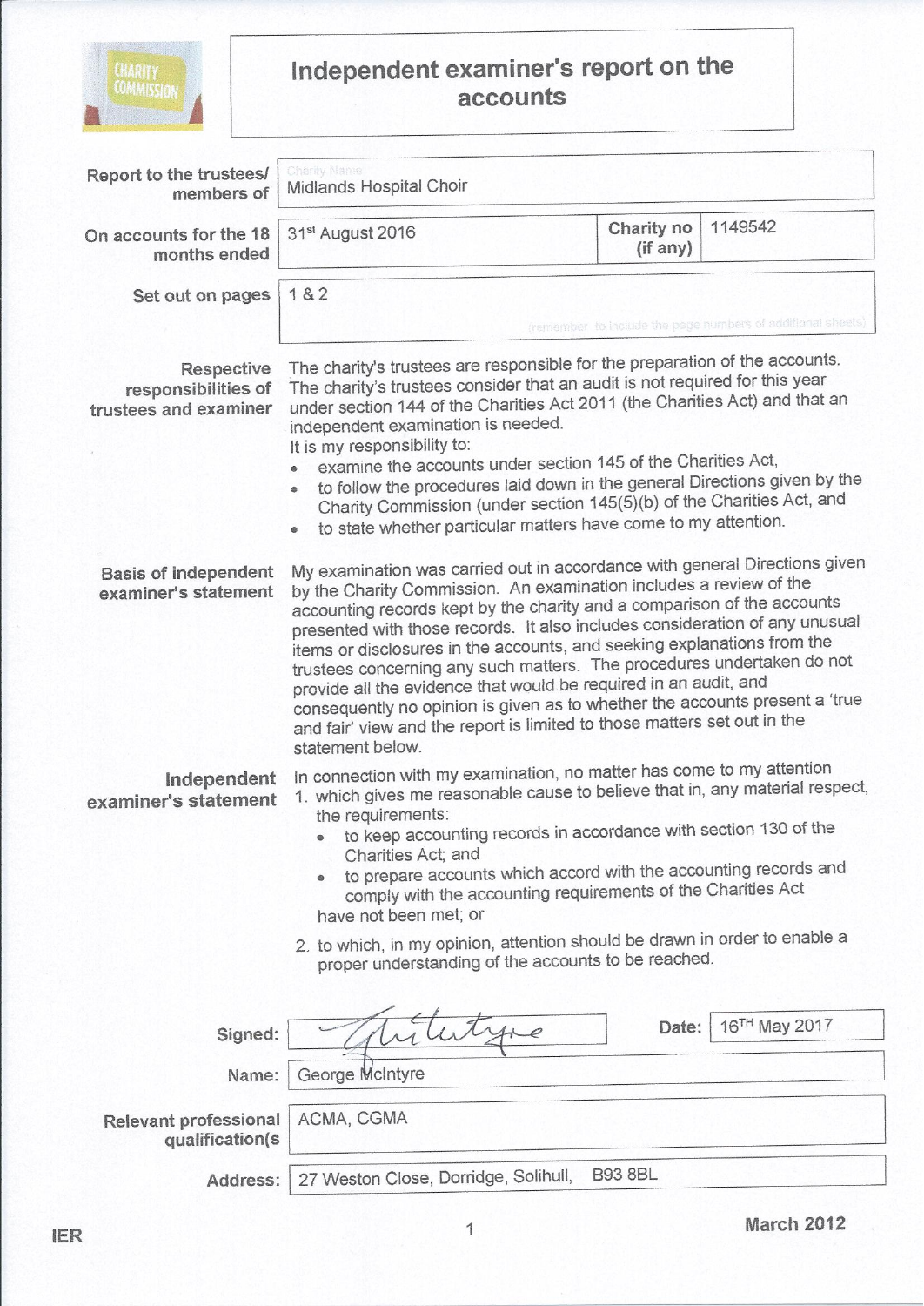CHARITY COMMISSION

# Independent examiner's report on the accounts

| | |
|---|---|
| **Report to the trustees/ members of** | Midlands Hospital Choir |
| **On accounts for the 18 months ended** | 31st August 2016 |
| **Charity no (if any)** | 1149542 |
| **Set out on pages** | 1 & 2 |

(remember to include the page numbers of additional sheets)

**Respective responsibilities of trustees and examiner**

The charity's trustees are responsible for the preparation of the accounts. The charity's trustees consider that an audit is not required for this year under section 144 of the Charities Act 2011 (the Charities Act) and that an independent examination is needed.

It is my responsibility to:

- examine the accounts under section 145 of the Charities Act,
- to follow the procedures laid down in the general Directions given by the Charity Commission (under section 145(5)(b) of the Charities Act, and
- to state whether particular matters have come to my attention.

**Basis of independent examiner's statement**

My examination was carried out in accordance with general Directions given by the Charity Commission. An examination includes a review of the accounting records kept by the charity and a comparison of the accounts presented with those records. It also includes consideration of any unusual items or disclosures in the accounts, and seeking explanations from the trustees concerning any such matters. The procedures undertaken do not provide all the evidence that would be required in an audit, and consequently no opinion is given as to whether the accounts present a 'true and fair' view and the report is limited to those matters set out in the statement below.

**Independent examiner's statement**

In connection with my examination, no matter has come to my attention

1. which gives me reasonable cause to believe that in, any material respect, the requirements:
   - to keep accounting records in accordance with section 130 of the Charities Act; and
   - to prepare accounts which accord with the accounting records and comply with the accounting requirements of the Charities Act

   have not been met; or
2. to which, in my opinion, attention should be drawn in order to enable a proper understanding of the accounts to be reached.

| | |
|---|---|
| **Signed:** | G McIntyre |
| **Date:** | 16TH May 2017 |
| **Name:** | George McIntyre |
| **Relevant professional qualification(s** | ACMA, CGMA |
| **Address:** | 27 Weston Close, Dorridge, Solihull, B93 8BL |

IER

March 2012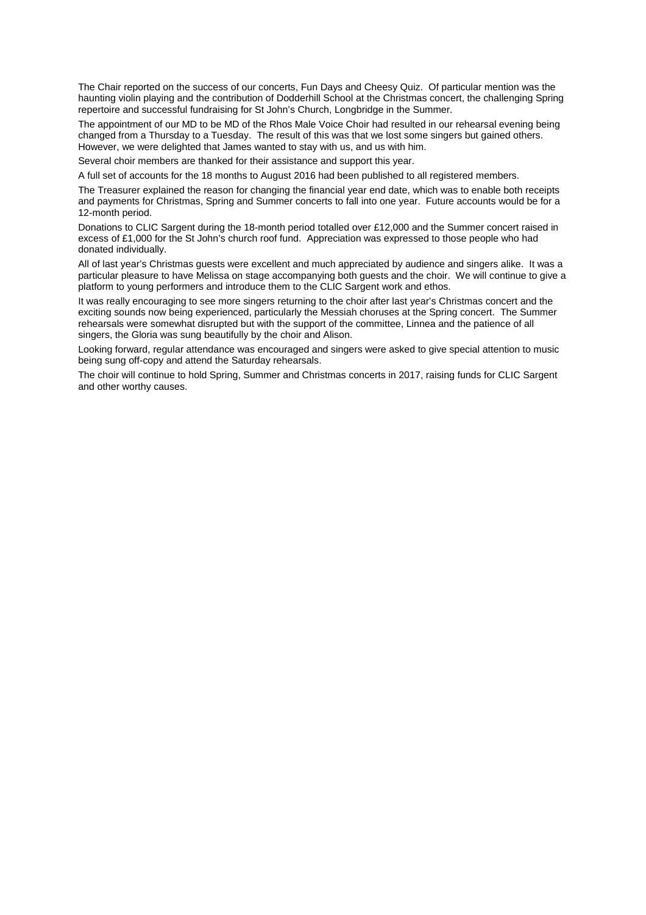The Chair reported on the success of our concerts, Fun Days and Cheesy Quiz. Of particular mention was the haunting violin playing and the contribution of Dodderhill School at the Christmas concert, the challenging Spring repertoire and successful fundraising for St John's Church, Longbridge in the Summer.

The appointment of our MD to be MD of the Rhos Male Voice Choir had resulted in our rehearsal evening being changed from a Thursday to a Tuesday. The result of this was that we lost some singers but gained others. However, we were delighted that James wanted to stay with us, and us with him.

Several choir members are thanked for their assistance and support this year.

A full set of accounts for the 18 months to August 2016 had been published to all registered members.

The Treasurer explained the reason for changing the financial year end date, which was to enable both receipts and payments for Christmas, Spring and Summer concerts to fall into one year. Future accounts would be for a 12-month period.

Donations to CLIC Sargent during the 18-month period totalled over £12,000 and the Summer concert raised in excess of £1,000 for the St John's church roof fund. Appreciation was expressed to those people who had donated individually.

All of last year's Christmas guests were excellent and much appreciated by audience and singers alike. It was a particular pleasure to have Melissa on stage accompanying both guests and the choir. We will continue to give a platform to young performers and introduce them to the CLIC Sargent work and ethos.

It was really encouraging to see more singers returning to the choir after last year's Christmas concert and the exciting sounds now being experienced, particularly the Messiah choruses at the Spring concert. The Summer rehearsals were somewhat disrupted but with the support of the committee, Linnea and the patience of all singers, the Gloria was sung beautifully by the choir and Alison.

Looking forward, regular attendance was encouraged and singers were asked to give special attention to music being sung off-copy and attend the Saturday rehearsals.

The choir will continue to hold Spring, Summer and Christmas concerts in 2017, raising funds for CLIC Sargent and other worthy causes.